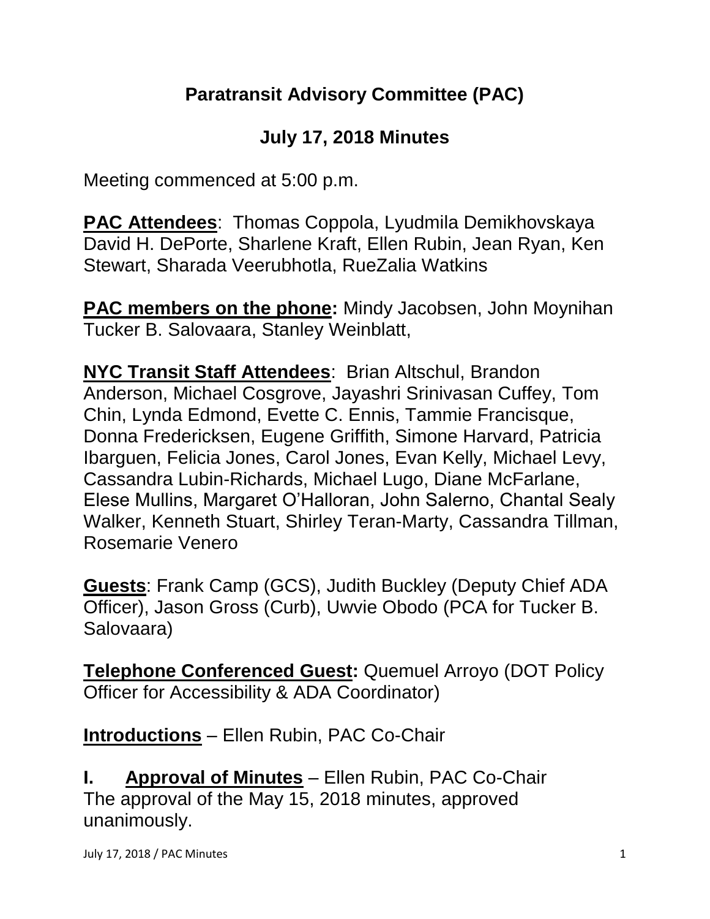# Paratransit Advisory Committee (PAC)

## July 17, 2018 Minutes

Meeting commenced at 5:00 p.m.

**PAC Attendees**: Thomas Coppola, Lyudmila Demikhovskaya David H. DePorte, Sharlene Kraft, Ellen Rubin, Jean Ryan, Ken Stewart, Sharada Veerubhotla, RueZalia Watkins

**PAC members on the phone:** Mindy Jacobsen, John Moynihan Tucker B. Salovaara, Stanley Weinblatt,

**NYC Transit Staff Attendees**: Brian Altschul, Brandon Anderson, Michael Cosgrove, Jayashri Srinivasan Cuffey, Tom Chin, Lynda Edmond, Evette C. Ennis, Tammie Francisque, Donna Fredericksen, Eugene Griffith, Simone Harvard, Patricia Ibarguen, Felicia Jones, Carol Jones, Evan Kelly, Michael Levy, Cassandra Lubin-Richards, Michael Lugo, Diane McFarlane, Elese Mullins, Margaret O'Halloran, John Salerno, Chantal Sealy Walker, Kenneth Stuart, Shirley Teran-Marty, Cassandra Tillman, Rosemarie Venero

**Guests**: Frank Camp (GCS), Judith Buckley (Deputy Chief ADA Officer), Jason Gross (Curb), Uwvie Obodo (PCA for Tucker B. Salovaara)

**Telephone Conferenced Guest:** Quemuel Arroyo (DOT Policy Officer for Accessibility & ADA Coordinator)

**Introductions** – Ellen Rubin, PAC Co-Chair

**I. Approval of Minutes** – Ellen Rubin, PAC Co-Chair
The approval of the May 15, 2018 minutes, approved unanimously.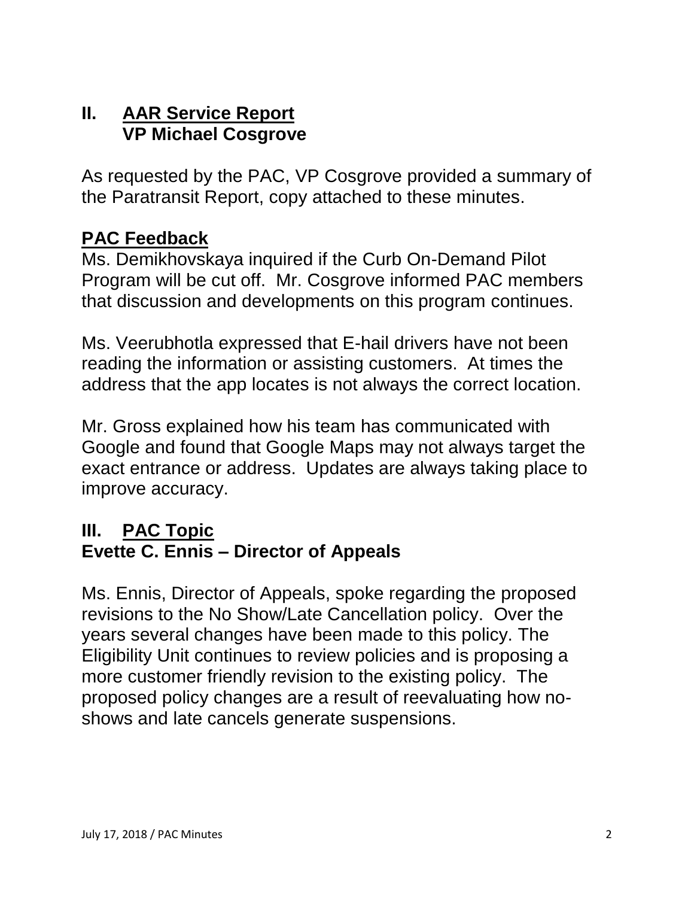## II. AAR Service Report
## VP Michael Cosgrove

As requested by the PAC, VP Cosgrove provided a summary of the Paratransit Report, copy attached to these minutes.

### PAC Feedback

Ms. Demikhovskaya inquired if the Curb On-Demand Pilot Program will be cut off. Mr. Cosgrove informed PAC members that discussion and developments on this program continues.

Ms. Veerubhotla expressed that E-hail drivers have not been reading the information or assisting customers. At times the address that the app locates is not always the correct location.

Mr. Gross explained how his team has communicated with Google and found that Google Maps may not always target the exact entrance or address. Updates are always taking place to improve accuracy.

## III. PAC Topic
## Evette C. Ennis – Director of Appeals

Ms. Ennis, Director of Appeals, spoke regarding the proposed revisions to the No Show/Late Cancellation policy. Over the years several changes have been made to this policy. The Eligibility Unit continues to review policies and is proposing a more customer friendly revision to the existing policy. The proposed policy changes are a result of reevaluating how no-shows and late cancels generate suspensions.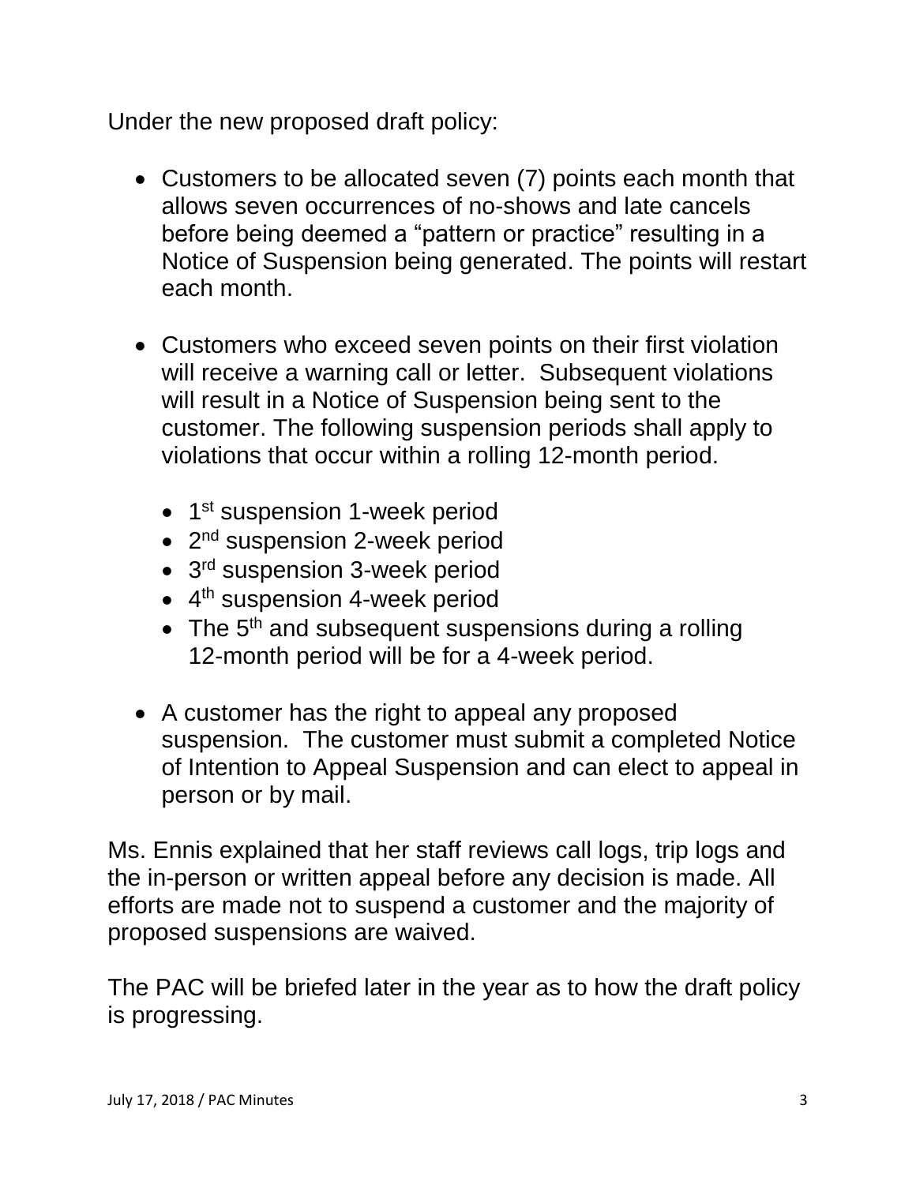Under the new proposed draft policy:

- Customers to be allocated seven (7) points each month that allows seven occurrences of no-shows and late cancels before being deemed a “pattern or practice” resulting in a Notice of Suspension being generated. The points will restart each month.

- Customers who exceed seven points on their first violation will receive a warning call or letter. Subsequent violations will result in a Notice of Suspension being sent to the customer. The following suspension periods shall apply to violations that occur within a rolling 12-month period.
  - 1st suspension 1-week period
  - 2nd suspension 2-week period
  - 3rd suspension 3-week period
  - 4th suspension 4-week period
  - The 5th and subsequent suspensions during a rolling 12-month period will be for a 4-week period.

- A customer has the right to appeal any proposed suspension. The customer must submit a completed Notice of Intention to Appeal Suspension and can elect to appeal in person or by mail.

Ms. Ennis explained that her staff reviews call logs, trip logs and the in-person or written appeal before any decision is made. All efforts are made not to suspend a customer and the majority of proposed suspensions are waived.

The PAC will be briefed later in the year as to how the draft policy is progressing.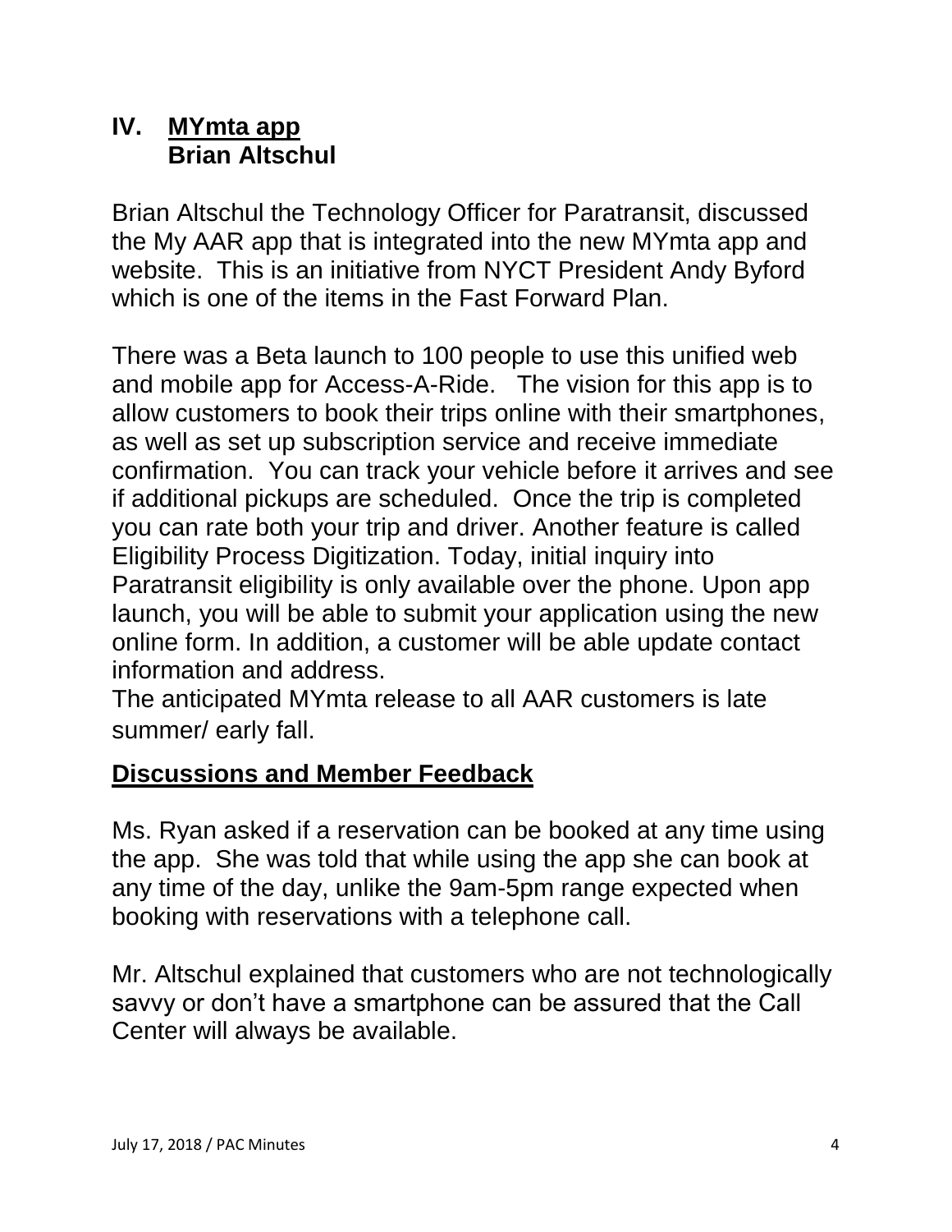## IV. MYmta app
**Brian Altschul**

Brian Altschul the Technology Officer for Paratransit, discussed the My AAR app that is integrated into the new MYmta app and website. This is an initiative from NYCT President Andy Byford which is one of the items in the Fast Forward Plan.

There was a Beta launch to 100 people to use this unified web and mobile app for Access-A-Ride. The vision for this app is to allow customers to book their trips online with their smartphones, as well as set up subscription service and receive immediate confirmation. You can track your vehicle before it arrives and see if additional pickups are scheduled. Once the trip is completed you can rate both your trip and driver. Another feature is called Eligibility Process Digitization. Today, initial inquiry into Paratransit eligibility is only available over the phone. Upon app launch, you will be able to submit your application using the new online form. In addition, a customer will be able update contact information and address.

The anticipated MYmta release to all AAR customers is late summer/ early fall.

## Discussions and Member Feedback

Ms. Ryan asked if a reservation can be booked at any time using the app. She was told that while using the app she can book at any time of the day, unlike the 9am-5pm range expected when booking with reservations with a telephone call.

Mr. Altschul explained that customers who are not technologically savvy or don't have a smartphone can be assured that the Call Center will always be available.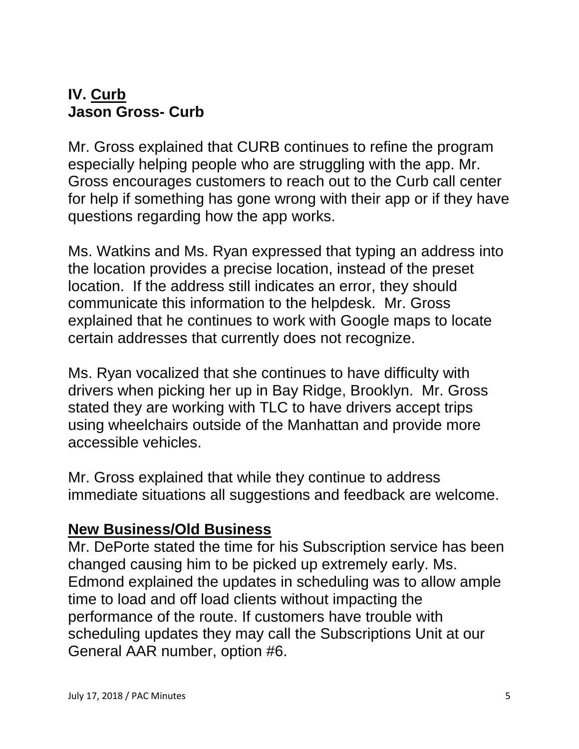## IV. Curb

## Jason Gross- Curb

Mr. Gross explained that CURB continues to refine the program especially helping people who are struggling with the app. Mr. Gross encourages customers to reach out to the Curb call center for help if something has gone wrong with their app or if they have questions regarding how the app works.

Ms. Watkins and Ms. Ryan expressed that typing an address into the location provides a precise location, instead of the preset location. If the address still indicates an error, they should communicate this information to the helpdesk. Mr. Gross explained that he continues to work with Google maps to locate certain addresses that currently does not recognize.

Ms. Ryan vocalized that she continues to have difficulty with drivers when picking her up in Bay Ridge, Brooklyn. Mr. Gross stated they are working with TLC to have drivers accept trips using wheelchairs outside of the Manhattan and provide more accessible vehicles.

Mr. Gross explained that while they continue to address immediate situations all suggestions and feedback are welcome.

## New Business/Old Business

Mr. DePorte stated the time for his Subscription service has been changed causing him to be picked up extremely early. Ms. Edmond explained the updates in scheduling was to allow ample time to load and off load clients without impacting the performance of the route. If customers have trouble with scheduling updates they may call the Subscriptions Unit at our General AAR number, option #6.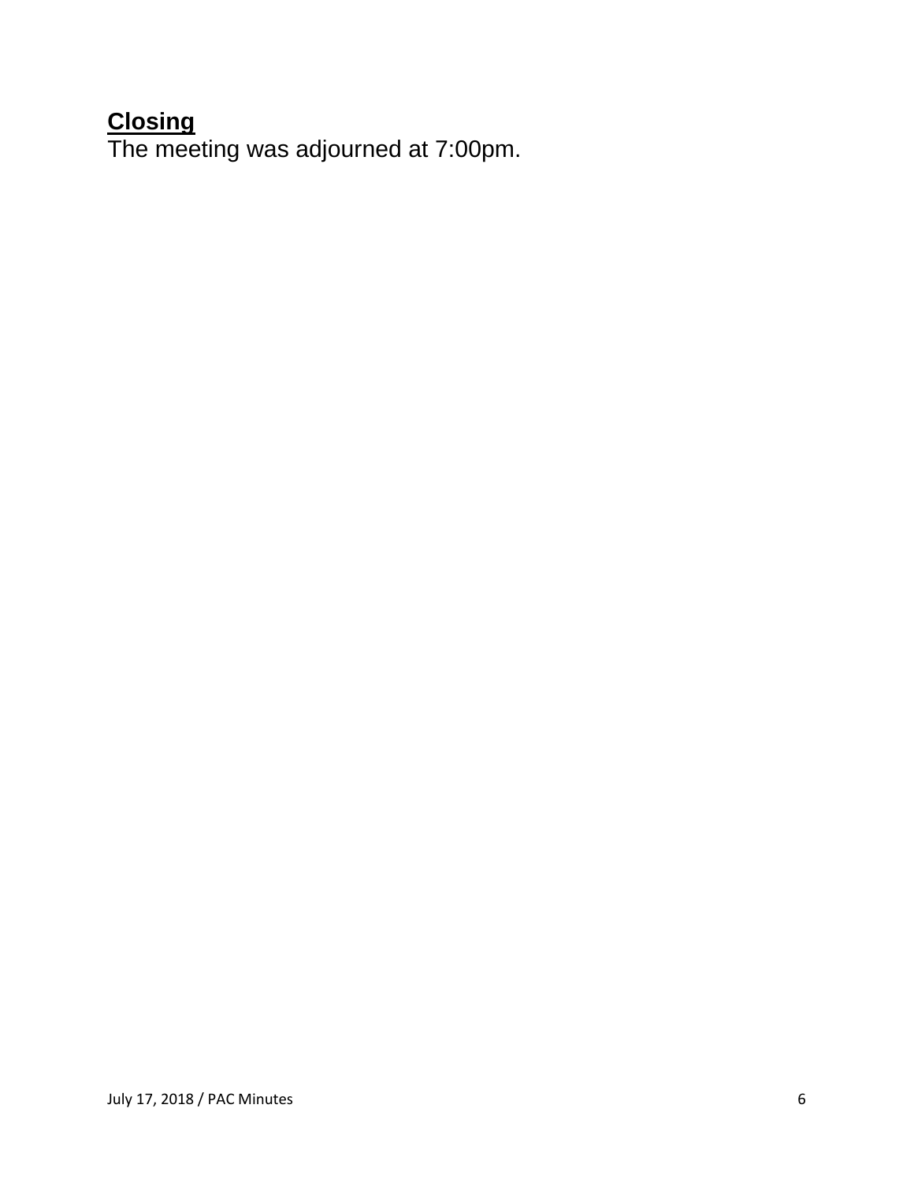## Closing

The meeting was adjourned at 7:00pm.